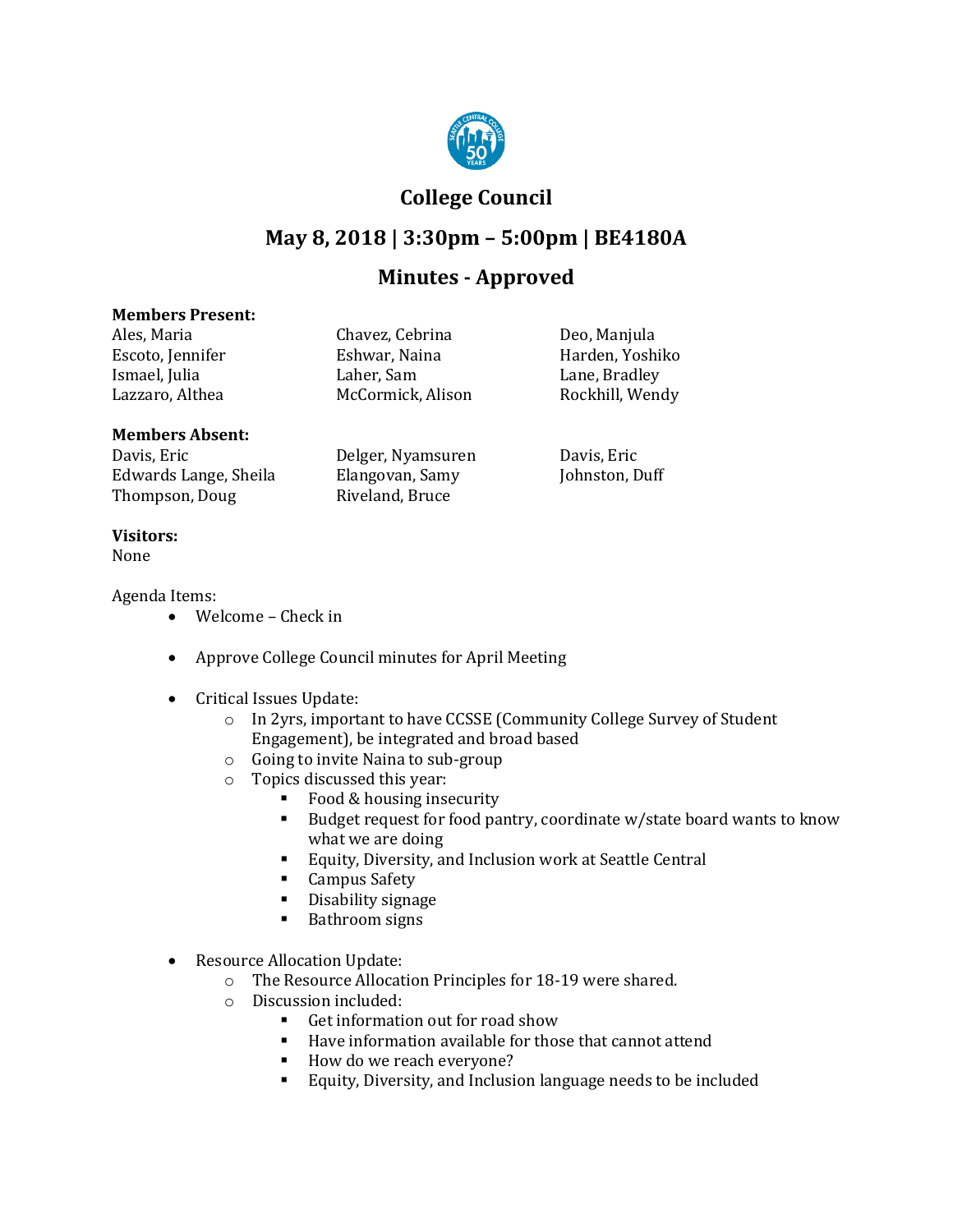# College Council

## May 8, 2018 | 3:30pm – 5:00pm | BE4180A

## Minutes - Approved

**Members Present:**

| | | |
|---|---|---|
| Ales, Maria | Chavez, Cebrina | Deo, Manjula |
| Escoto, Jennifer | Eshwar, Naina | Harden, Yoshiko |
| Ismael, Julia | Laher, Sam | Lane, Bradley |
| Lazzaro, Althea | McCormick, Alison | Rockhill, Wendy |

**Members Absent:**

| | | |
|---|---|---|
| Davis, Eric | Delger, Nyamsuren | Davis, Eric |
| Edwards Lange, Sheila | Elangovan, Samy | Johnston, Duff |
| Thompson, Doug | Riveland, Bruce | |

**Visitors:**
None

Agenda Items:

- Welcome – Check in
- Approve College Council minutes for April Meeting
- Critical Issues Update:
  - In 2yrs, important to have CCSSE (Community College Survey of Student Engagement), be integrated and broad based
  - Going to invite Naina to sub-group
  - Topics discussed this year:
    - Food & housing insecurity
    - Budget request for food pantry, coordinate w/state board wants to know what we are doing
    - Equity, Diversity, and Inclusion work at Seattle Central
    - Campus Safety
    - Disability signage
    - Bathroom signs
- Resource Allocation Update:
  - The Resource Allocation Principles for 18-19 were shared.
  - Discussion included:
    - Get information out for road show
    - Have information available for those that cannot attend
    - How do we reach everyone?
    - Equity, Diversity, and Inclusion language needs to be included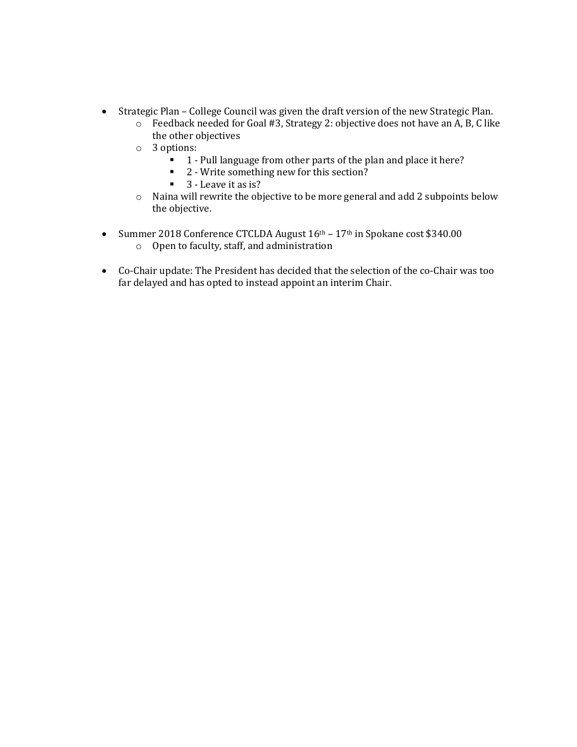- Strategic Plan – College Council was given the draft version of the new Strategic Plan.
  - Feedback needed for Goal #3, Strategy 2: objective does not have an A, B, C like the other objectives
  - 3 options:
    - 1 - Pull language from other parts of the plan and place it here?
    - 2 - Write something new for this section?
    - 3 - Leave it as is?
  - Naina will rewrite the objective to be more general and add 2 subpoints below the objective.

- Summer 2018 Conference CTCLDA August 16th – 17th in Spokane cost $340.00
  - Open to faculty, staff, and administration

- Co-Chair update: The President has decided that the selection of the co-Chair was too far delayed and has opted to instead appoint an interim Chair.